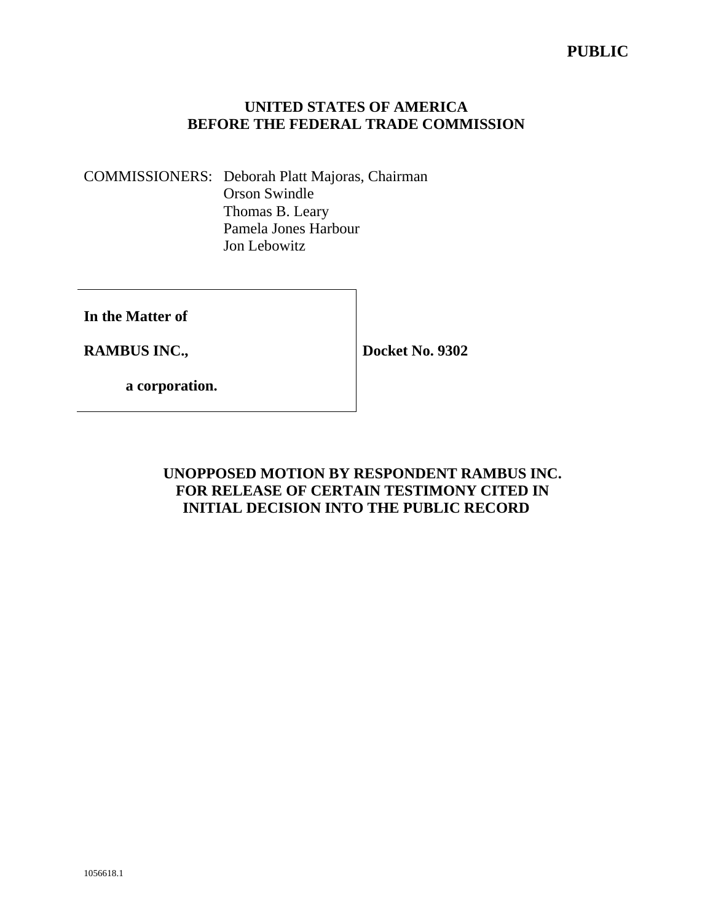**PUBLIC**

**UNITED STATES OF AMERICA**
**BEFORE THE FEDERAL TRADE COMMISSION**

COMMISSIONERS: Deborah Platt Majoras, Chairman
Orson Swindle
Thomas B. Leary
Pamela Jones Harbour
Jon Lebowitz

| | |
|---|---|
| **In the Matter of**<br><br>**RAMBUS INC.,**<br><br>**a corporation.** | **Docket No. 9302** |

**UNOPPOSED MOTION BY RESPONDENT RAMBUS INC. FOR RELEASE OF CERTAIN TESTIMONY CITED IN INITIAL DECISION INTO THE PUBLIC RECORD**

1056618.1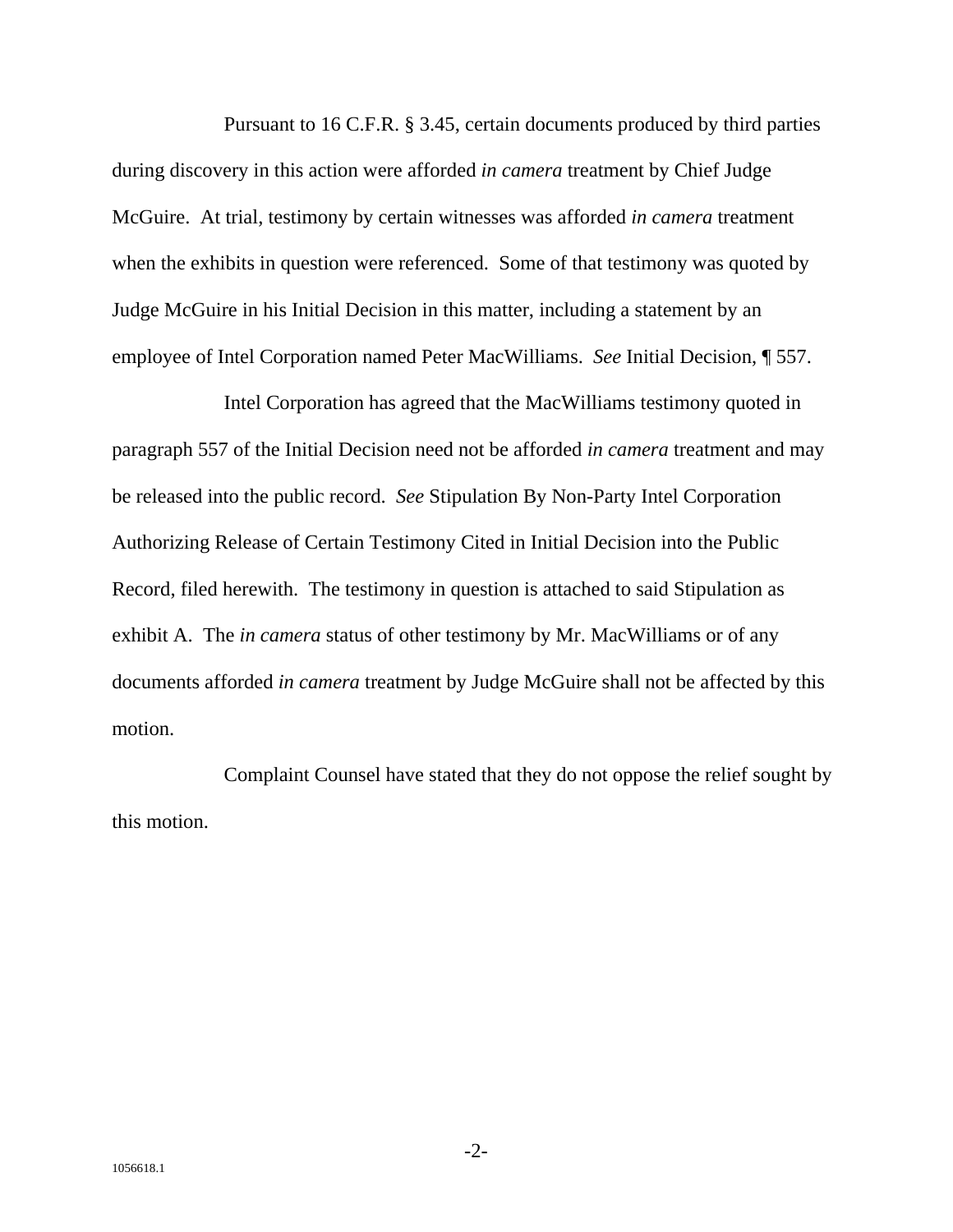Pursuant to 16 C.F.R. § 3.45, certain documents produced by third parties during discovery in this action were afforded *in camera* treatment by Chief Judge McGuire. At trial, testimony by certain witnesses was afforded *in camera* treatment when the exhibits in question were referenced. Some of that testimony was quoted by Judge McGuire in his Initial Decision in this matter, including a statement by an employee of Intel Corporation named Peter MacWilliams. *See* Initial Decision, ¶ 557.

Intel Corporation has agreed that the MacWilliams testimony quoted in paragraph 557 of the Initial Decision need not be afforded *in camera* treatment and may be released into the public record. *See* Stipulation By Non-Party Intel Corporation Authorizing Release of Certain Testimony Cited in Initial Decision into the Public Record, filed herewith. The testimony in question is attached to said Stipulation as exhibit A. The *in camera* status of other testimony by Mr. MacWilliams or of any documents afforded *in camera* treatment by Judge McGuire shall not be affected by this motion.

Complaint Counsel have stated that they do not oppose the relief sought by this motion.

1056618.1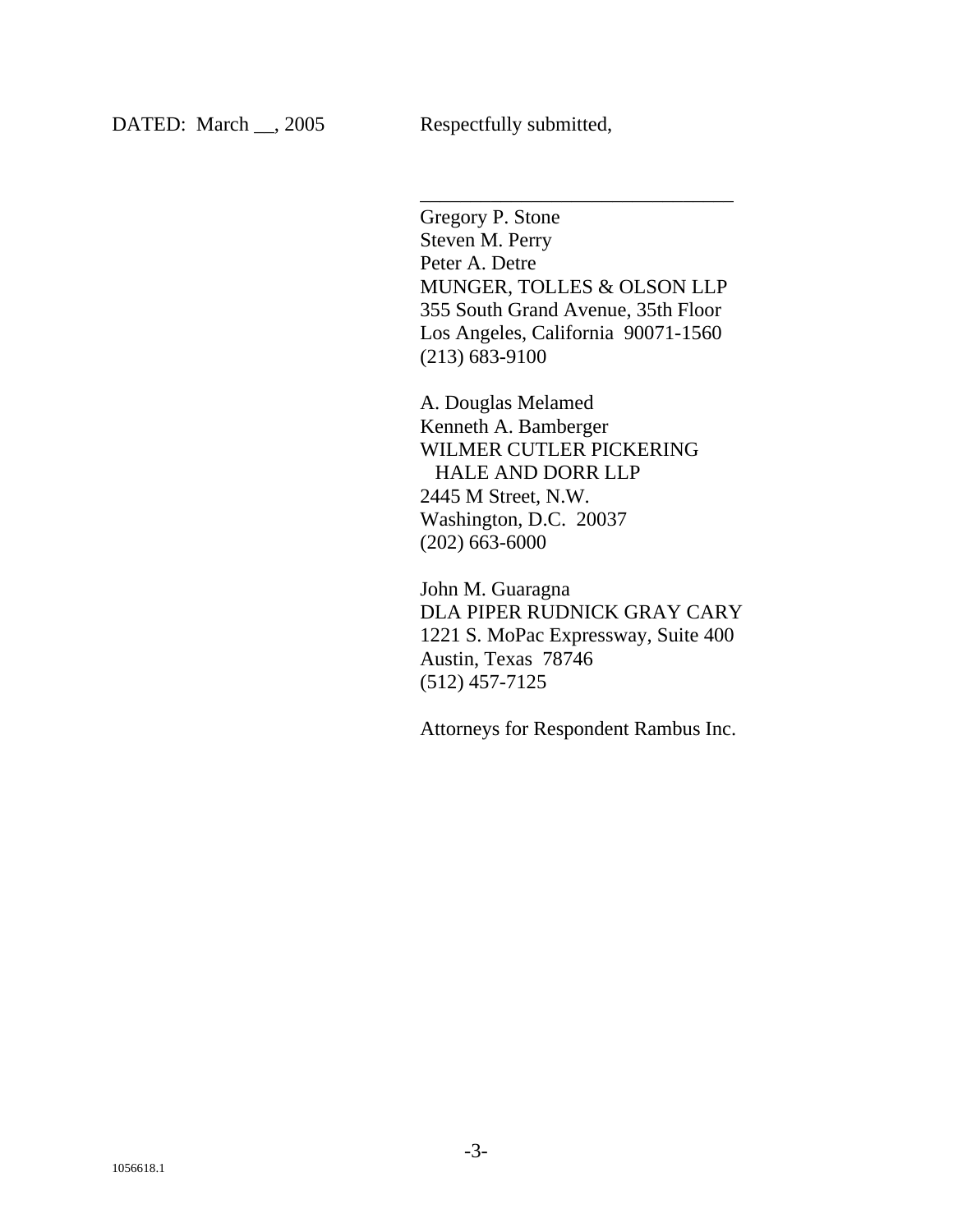DATED: March __, 2005 Respectfully submitted,

\_\_\_\_\_\_\_\_\_\_\_\_\_\_\_\_\_\_\_\_\_\_\_\_\_\_\_\_\_\_\_\_

Gregory P. Stone
Steven M. Perry
Peter A. Detre
MUNGER, TOLLES & OLSON LLP
355 South Grand Avenue, 35th Floor
Los Angeles, California 90071-1560
(213) 683-9100

A. Douglas Melamed
Kenneth A. Bamberger
WILMER CUTLER PICKERING
HALE AND DORR LLP
2445 M Street, N.W.
Washington, D.C. 20037
(202) 663-6000

John M. Guaragna
DLA PIPER RUDNICK GRAY CARY
1221 S. MoPac Expressway, Suite 400
Austin, Texas 78746
(512) 457-7125

Attorneys for Respondent Rambus Inc.

1056618.1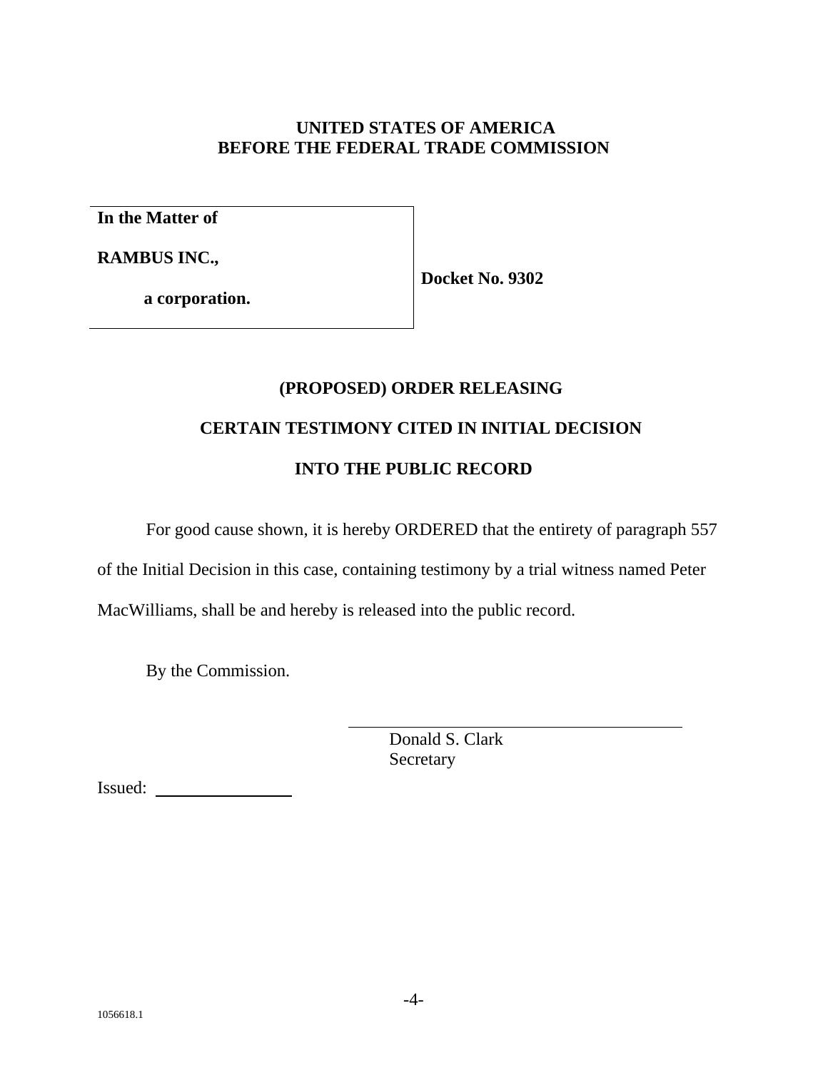**UNITED STATES OF AMERICA**
**BEFORE THE FEDERAL TRADE COMMISSION**

| | |
|---|---|
| **In the Matter of**<br><br>**RAMBUS INC.,**<br><br>**a corporation.** | **Docket No. 9302** |

**(PROPOSED) ORDER RELEASING**

**CERTAIN TESTIMONY CITED IN INITIAL DECISION**

**INTO THE PUBLIC RECORD**

For good cause shown, it is hereby ORDERED that the entirety of paragraph 557 of the Initial Decision in this case, containing testimony by a trial witness named Peter MacWilliams, shall be and hereby is released into the public record.

By the Commission.

\_\_\_\_\_\_\_\_\_\_\_\_\_\_\_\_\_\_\_\_\_\_\_\_\_\_\_\_\_\_\_\_\_\_\_\_\_\_
Donald S. Clark
Secretary

Issued: \_\_\_\_\_\_\_\_\_\_\_\_\_\_\_\_

1056618.1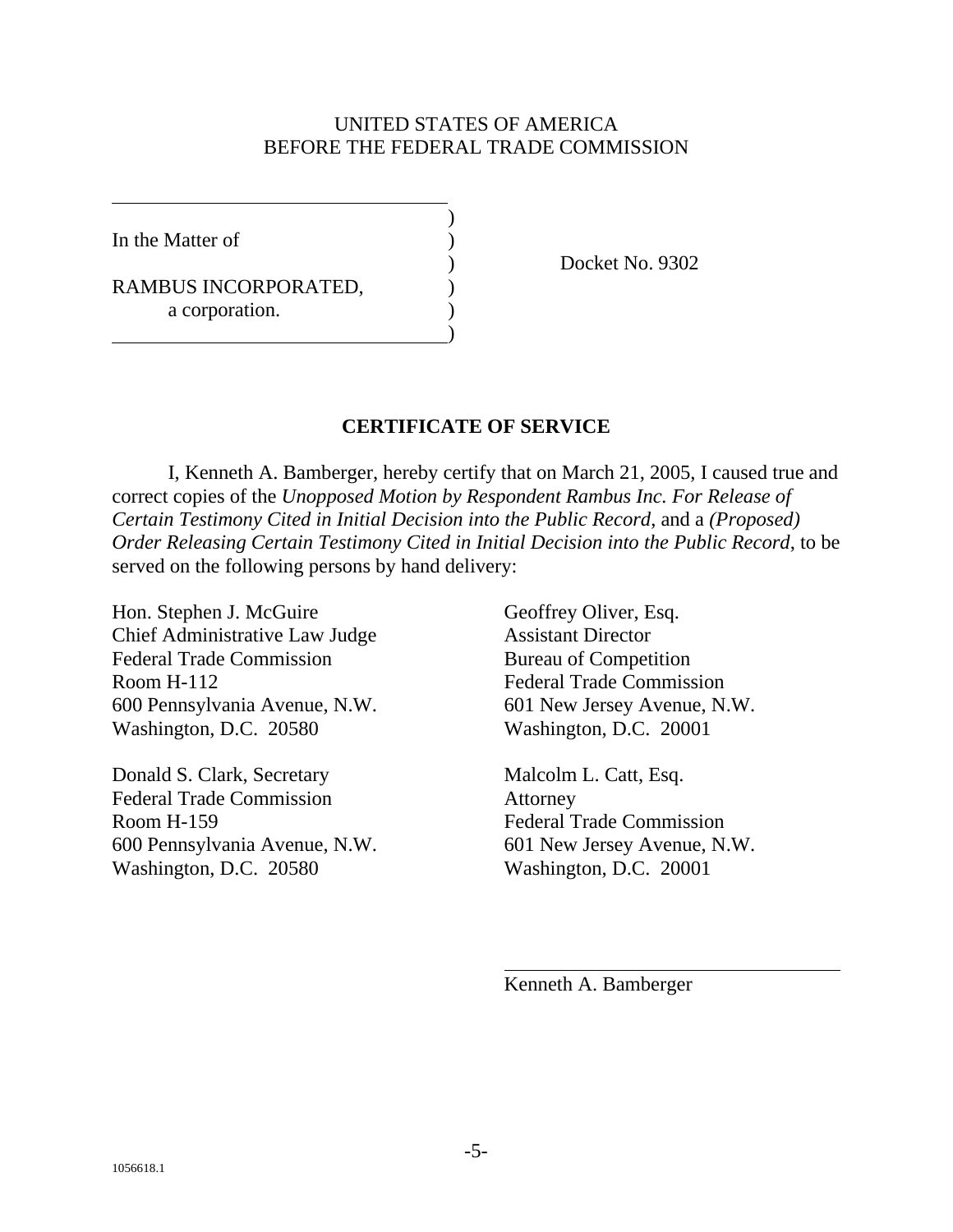UNITED STATES OF AMERICA
BEFORE THE FEDERAL TRADE COMMISSION

In the Matter of

RAMBUS INCORPORATED,
a corporation.

Docket No. 9302

## CERTIFICATE OF SERVICE

I, Kenneth A. Bamberger, hereby certify that on March 21, 2005, I caused true and correct copies of the *Unopposed Motion by Respondent Rambus Inc. For Release of Certain Testimony Cited in Initial Decision into the Public Record*, and a *(Proposed) Order Releasing Certain Testimony Cited in Initial Decision into the Public Record*, to be served on the following persons by hand delivery:

Hon. Stephen J. McGuire
Chief Administrative Law Judge
Federal Trade Commission
Room H-112
600 Pennsylvania Avenue, N.W.
Washington, D.C. 20580

Donald S. Clark, Secretary
Federal Trade Commission
Room H-159
600 Pennsylvania Avenue, N.W.
Washington, D.C. 20580

Geoffrey Oliver, Esq.
Assistant Director
Bureau of Competition
Federal Trade Commission
601 New Jersey Avenue, N.W.
Washington, D.C. 20001

Malcolm L. Catt, Esq.
Attorney
Federal Trade Commission
601 New Jersey Avenue, N.W.
Washington, D.C. 20001

Kenneth A. Bamberger

1056618.1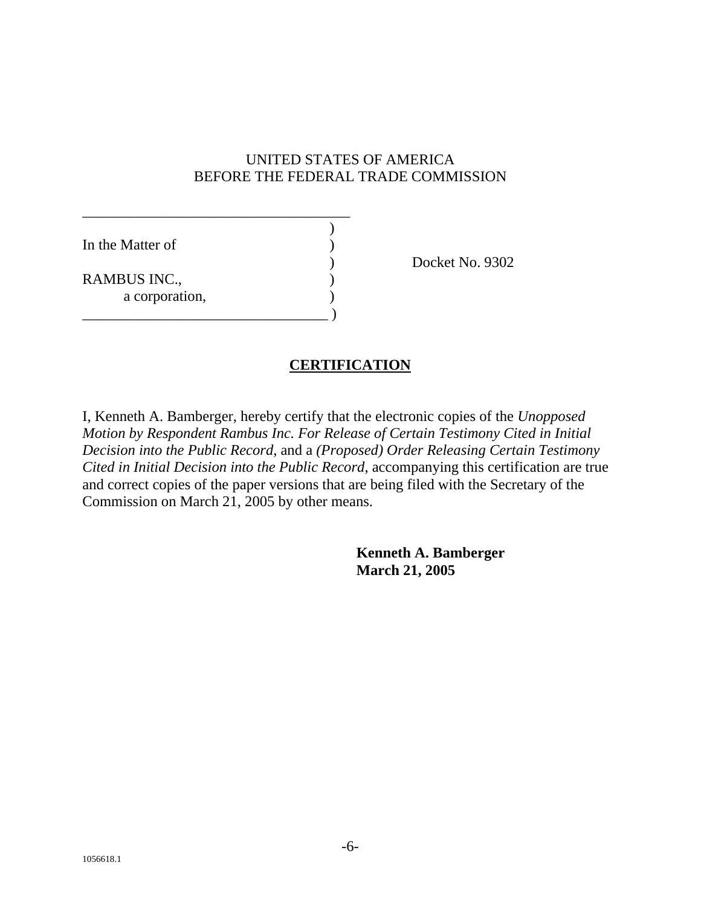UNITED STATES OF AMERICA
BEFORE THE FEDERAL TRADE COMMISSION

| | | |
|---|---|---|
| In the Matter of | ) | |
| | ) | Docket No. 9302 |
| RAMBUS INC., | ) | |
| a corporation, | ) | |

## CERTIFICATION

I, Kenneth A. Bamberger, hereby certify that the electronic copies of the *Unopposed Motion by Respondent Rambus Inc. For Release of Certain Testimony Cited in Initial Decision into the Public Record*, and a *(Proposed) Order Releasing Certain Testimony Cited in Initial Decision into the Public Record*, accompanying this certification are true and correct copies of the paper versions that are being filed with the Secretary of the Commission on March 21, 2005 by other means.

**Kenneth A. Bamberger**
**March 21, 2005**

1056618.1